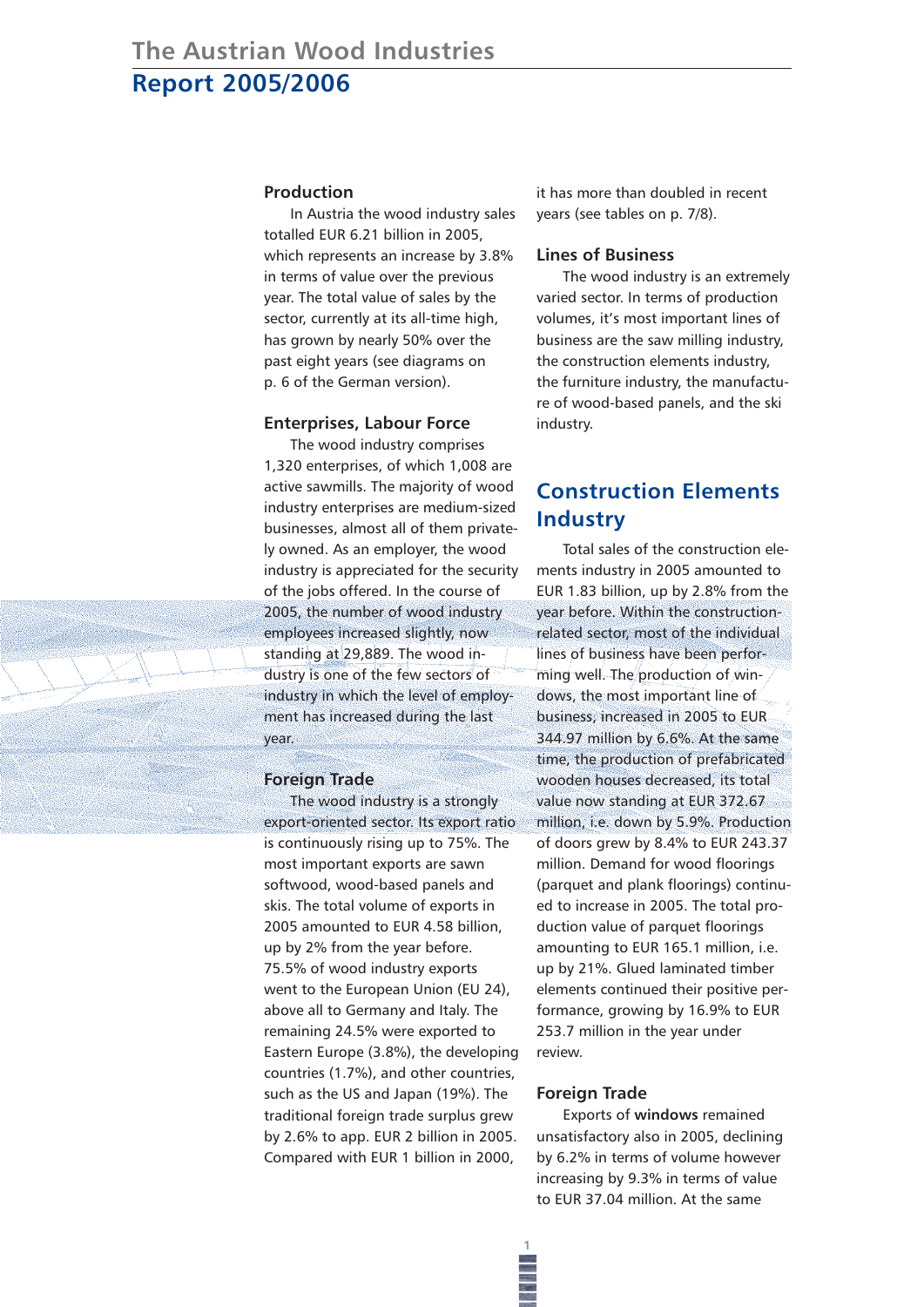# The Austrian Wood Industries

# Report 2005/2006

### Production

In Austria the wood industry sales totalled EUR 6.21 billion in 2005, which represents an increase by 3.8% in terms of value over the previous year. The total value of sales by the sector, currently at its all-time high, has grown by nearly 50% over the past eight years (see diagrams on p. 6 of the German version).

### Enterprises, Labour Force

The wood industry comprises 1,320 enterprises, of which 1,008 are active sawmills. The majority of wood industry enterprises are medium-sized businesses, almost all of them privately owned. As an employer, the wood industry is appreciated for the security of the jobs offered. In the course of 2005, the number of wood industry employees increased slightly, now standing at 29,889. The wood industry is one of the few sectors of industry in which the level of employment has increased during the last year.

### Foreign Trade

The wood industry is a strongly export-oriented sector. Its export ratio is continuously rising up to 75%. The most important exports are sawn softwood, wood-based panels and skis. The total volume of exports in 2005 amounted to EUR 4.58 billion, up by 2% from the year before. 75.5% of wood industry exports went to the European Union (EU 24), above all to Germany and Italy. The remaining 24.5% were exported to Eastern Europe (3.8%), the developing countries (1.7%), and other countries, such as the US and Japan (19%). The traditional foreign trade surplus grew by 2.6% to app. EUR 2 billion in 2005. Compared with EUR 1 billion in 2000, it has more than doubled in recent years (see tables on p. 7/8).

### Lines of Business

The wood industry is an extremely varied sector. In terms of production volumes, it's most important lines of business are the saw milling industry, the construction elements industry, the furniture industry, the manufacture of wood-based panels, and the ski industry.

## Construction Elements Industry

Total sales of the construction elements industry in 2005 amounted to EUR 1.83 billion, up by 2.8% from the year before. Within the construction-related sector, most of the individual lines of business have been performing well. The production of windows, the most important line of business, increased in 2005 to EUR 344.97 million by 6.6%. At the same time, the production of prefabricated wooden houses decreased, its total value now standing at EUR 372.67 million, i.e. down by 5.9%. Production of doors grew by 8.4% to EUR 243.37 million. Demand for wood floorings (parquet and plank floorings) continued to increase in 2005. The total production value of parquet floorings amounting to EUR 165.1 million, i.e. up by 21%. Glued laminated timber elements continued their positive performance, growing by 16.9% to EUR 253.7 million in the year under review.

### Foreign Trade

Exports of **windows** remained unsatisfactory also in 2005, declining by 6.2% in terms of volume however increasing by 9.3% in terms of value to EUR 37.04 million. At the same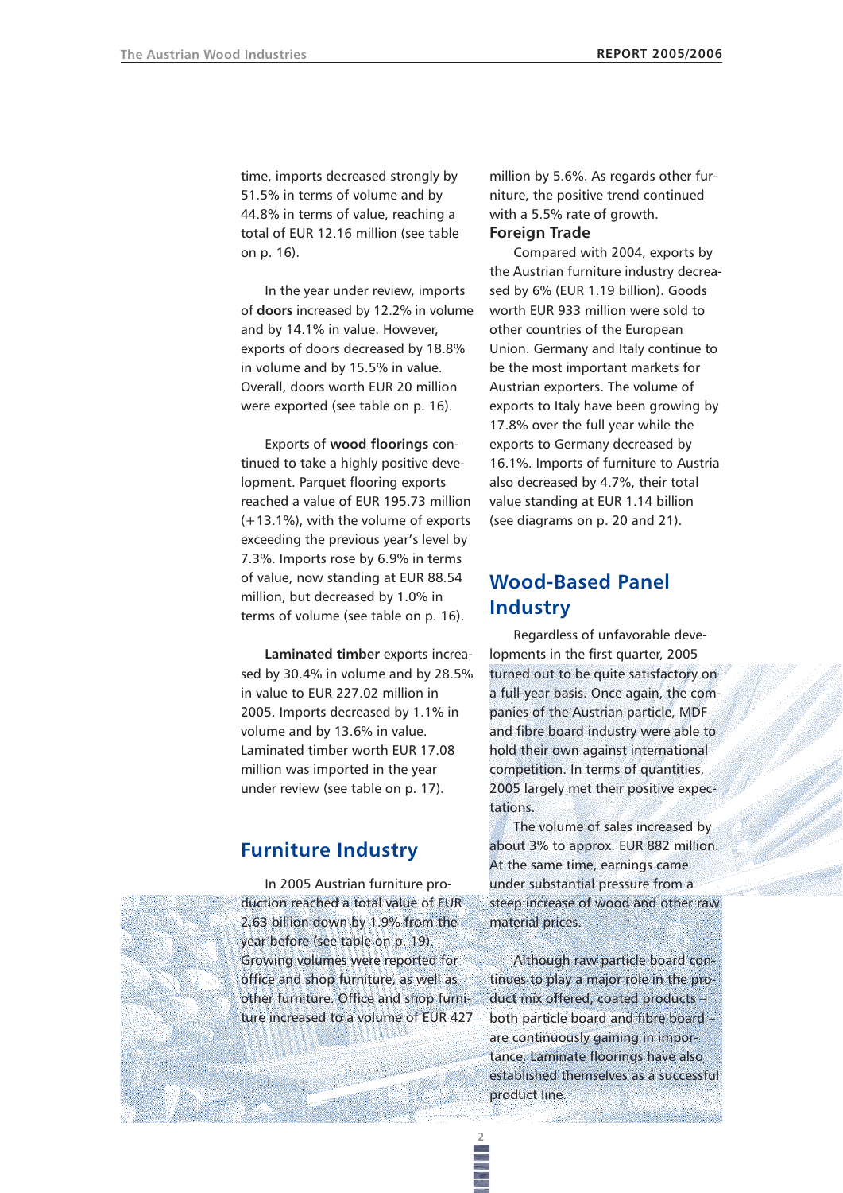time, imports decreased strongly by 51.5% in terms of volume and by 44.8% in terms of value, reaching a total of EUR 12.16 million (see table on p. 16).

In the year under review, imports of **doors** increased by 12.2% in volume and by 14.1% in value. However, exports of doors decreased by 18.8% in volume and by 15.5% in value. Overall, doors worth EUR 20 million were exported (see table on p. 16).

Exports of **wood floorings** continued to take a highly positive development. Parquet flooring exports reached a value of EUR 195.73 million (+13.1%), with the volume of exports exceeding the previous year's level by 7.3%. Imports rose by 6.9% in terms of value, now standing at EUR 88.54 million, but decreased by 1.0% in terms of volume (see table on p. 16).

**Laminated timber** exports increased by 30.4% in volume and by 28.5% in value to EUR 227.02 million in 2005. Imports decreased by 1.1% in volume and by 13.6% in value. Laminated timber worth EUR 17.08 million was imported in the year under review (see table on p. 17).

## Furniture Industry

In 2005 Austrian furniture production reached a total value of EUR 2.63 billion down by 1.9% from the year before (see table on p. 19). Growing volumes were reported for office and shop furniture, as well as other furniture. Office and shop furniture increased to a volume of EUR 427 million by 5.6%. As regards other furniture, the positive trend continued with a 5.5% rate of growth.

### Foreign Trade

Compared with 2004, exports by the Austrian furniture industry decreased by 6% (EUR 1.19 billion). Goods worth EUR 933 million were sold to other countries of the European Union. Germany and Italy continue to be the most important markets for Austrian exporters. The volume of exports to Italy have been growing by 17.8% over the full year while the exports to Germany decreased by 16.1%. Imports of furniture to Austria also decreased by 4.7%, their total value standing at EUR 1.14 billion (see diagrams on p. 20 and 21).

## Wood-Based Panel Industry

Regardless of unfavorable developments in the first quarter, 2005 turned out to be quite satisfactory on a full-year basis. Once again, the companies of the Austrian particle, MDF and fibre board industry were able to hold their own against international competition. In terms of quantities, 2005 largely met their positive expectations.

The volume of sales increased by about 3% to approx. EUR 882 million. At the same time, earnings came under substantial pressure from a steep increase of wood and other raw material prices.

Although raw particle board continues to play a major role in the product mix offered, coated products – both particle board and fibre board – are continuously gaining in importance. Laminate floorings have also established themselves as a successful product line.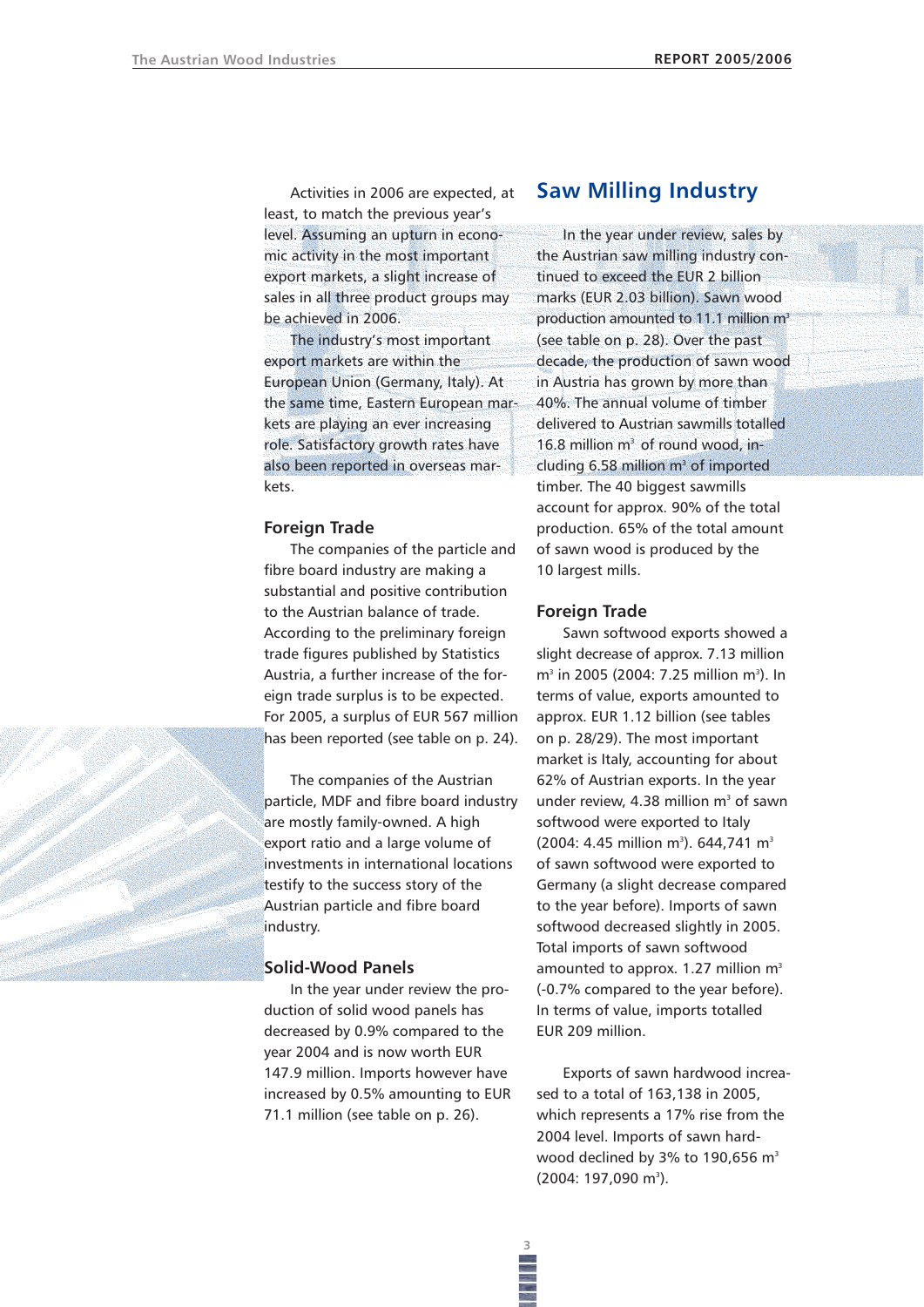Activities in 2006 are expected, at least, to match the previous year's level. Assuming an upturn in economic activity in the most important export markets, a slight increase of sales in all three product groups may be achieved in 2006.

The industry's most important export markets are within the European Union (Germany, Italy). At the same time, Eastern European markets are playing an ever increasing role. Satisfactory growth rates have also been reported in overseas markets.

### Foreign Trade

The companies of the particle and fibre board industry are making a substantial and positive contribution to the Austrian balance of trade. According to the preliminary foreign trade figures published by Statistics Austria, a further increase of the foreign trade surplus is to be expected. For 2005, a surplus of EUR 567 million has been reported (see table on p. 24).

The companies of the Austrian particle, MDF and fibre board industry are mostly family-owned. A high export ratio and a large volume of investments in international locations testify to the success story of the Austrian particle and fibre board industry.

### Solid-Wood Panels

In the year under review the production of solid wood panels has decreased by 0.9% compared to the year 2004 and is now worth EUR 147.9 million. Imports however have increased by 0.5% amounting to EUR 71.1 million (see table on p. 26).

## Saw Milling Industry

In the year under review, sales by the Austrian saw milling industry continued to exceed the EUR 2 billion marks (EUR 2.03 billion). Sawn wood production amounted to 11.1 million m$^3$ (see table on p. 28). Over the past decade, the production of sawn wood in Austria has grown by more than 40%. The annual volume of timber delivered to Austrian sawmills totalled 16.8 million m$^3$ of round wood, including 6.58 million m$^3$ of imported timber. The 40 biggest sawmills account for approx. 90% of the total production. 65% of the total amount of sawn wood is produced by the 10 largest mills.

### Foreign Trade

Sawn softwood exports showed a slight decrease of approx. 7.13 million m$^3$ in 2005 (2004: 7.25 million m$^3$). In terms of value, exports amounted to approx. EUR 1.12 billion (see tables on p. 28/29). The most important market is Italy, accounting for about 62% of Austrian exports. In the year under review, 4.38 million m$^3$ of sawn softwood were exported to Italy (2004: 4.45 million m$^3$). 644,741 m$^3$ of sawn softwood were exported to Germany (a slight decrease compared to the year before). Imports of sawn softwood decreased slightly in 2005. Total imports of sawn softwood amounted to approx. 1.27 million m$^3$ (-0.7% compared to the year before). In terms of value, imports totalled EUR 209 million.

Exports of sawn hardwood increased to a total of 163,138 in 2005, which represents a 17% rise from the 2004 level. Imports of sawn hardwood declined by 3% to 190,656 m$^3$ (2004: 197,090 m$^3$).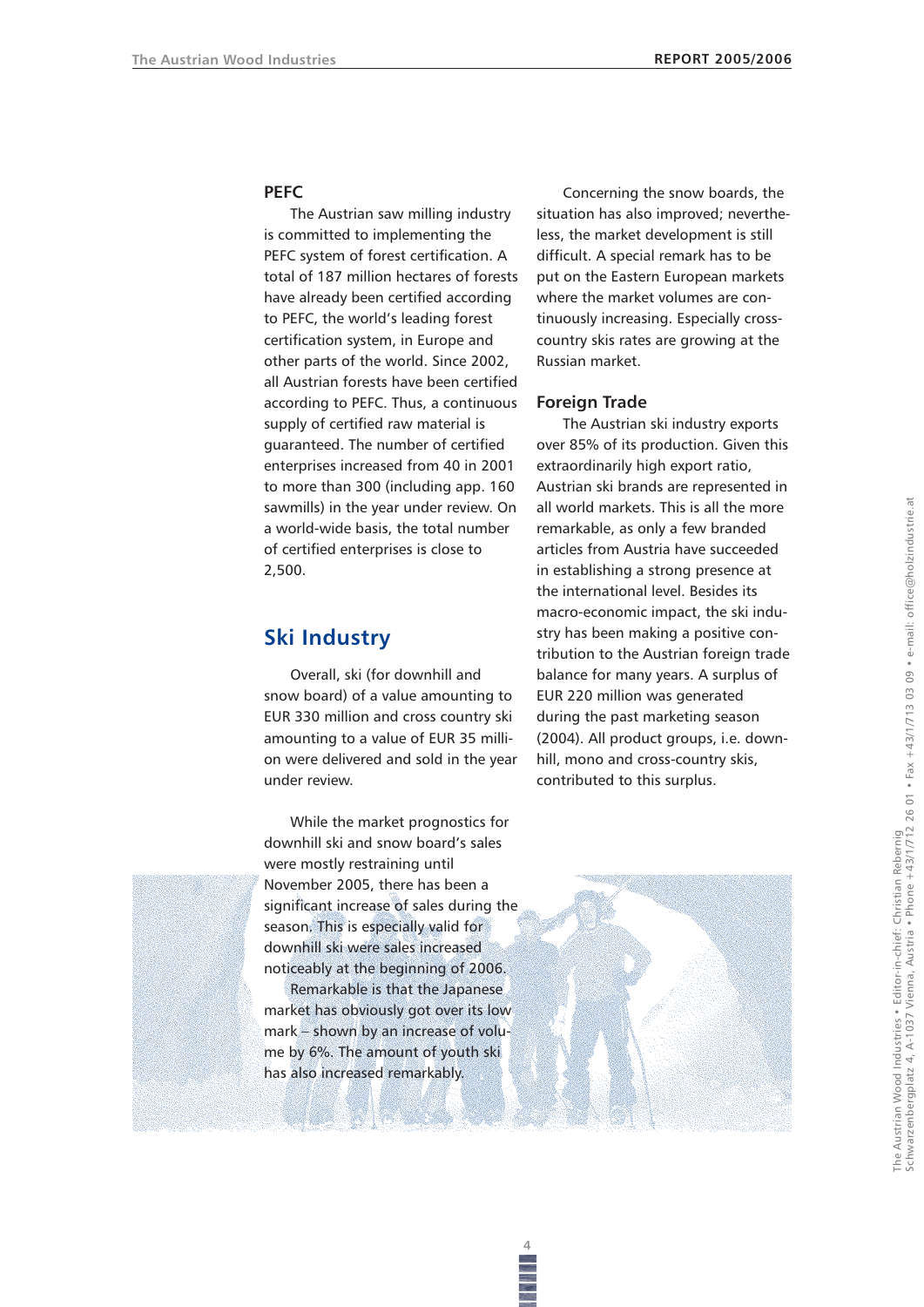### PEFC

The Austrian saw milling industry is committed to implementing the PEFC system of forest certification. A total of 187 million hectares of forests have already been certified according to PEFC, the world's leading forest certification system, in Europe and other parts of the world. Since 2002, all Austrian forests have been certified according to PEFC. Thus, a continuous supply of certified raw material is guaranteed. The number of certified enterprises increased from 40 in 2001 to more than 300 (including app. 160 sawmills) in the year under review. On a world-wide basis, the total number of certified enterprises is close to 2,500.

## Ski Industry

Overall, ski (for downhill and snow board) of a value amounting to EUR 330 million and cross country ski amounting to a value of EUR 35 million were delivered and sold in the year under review.

While the market prognostics for downhill ski and snow board's sales were mostly restraining until November 2005, there has been a significant increase of sales during the season. This is especially valid for downhill ski were sales increased noticeably at the beginning of 2006.

Remarkable is that the Japanese market has obviously got over its low mark – shown by an increase of volume by 6%. The amount of youth ski has also increased remarkably.

Concerning the snow boards, the situation has also improved; nevertheless, the market development is still difficult. A special remark has to be put on the Eastern European markets where the market volumes are continuously increasing. Especially cross-country skis rates are growing at the Russian market.

### Foreign Trade

The Austrian ski industry exports over 85% of its production. Given this extraordinarily high export ratio, Austrian ski brands are represented in all world markets. This is all the more remarkable, as only a few branded articles from Austria have succeeded in establishing a strong presence at the international level. Besides its macro-economic impact, the ski industry has been making a positive contribution to the Austrian foreign trade balance for many years. A surplus of EUR 220 million was generated during the past marketing season (2004). All product groups, i.e. downhill, mono and cross-country skis, contributed to this surplus.

The Austrian Wood Industries • Editor-in-chief: Christian Rebernig
Schwarzenbergplatz 4, A-1037 Vienna, Austria • Phone +43/1/712 26 01 • Fax +43/1/713 03 09 • e-mail: office@holzindustrie.at